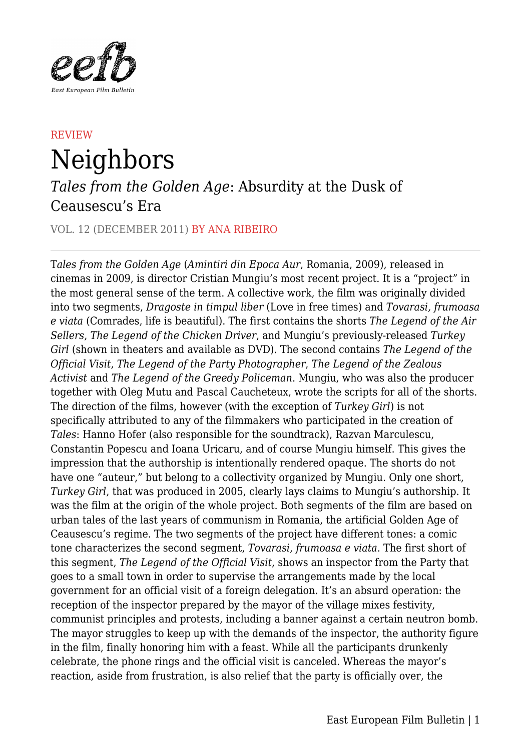REVIEW

# Neighbors

## *Tales from the Golden Age*: Absurdity at the Dusk of Ceausescu's Era

VOL. 12 (DECEMBER 2011) BY ANA RIBEIRO

*Tales from the Golden Age* (*Amintiri din Epoca Aur*, Romania, 2009), released in cinemas in 2009, is director Cristian Mungiu's most recent project. It is a "project" in the most general sense of the term. A collective work, the film was originally divided into two segments, *Dragoste in timpul liber* (Love in free times) and *Tovarasi, frumoasa e viata* (Comrades, life is beautiful). The first contains the shorts *The Legend of the Air Sellers*, *The Legend of the Chicken Driver*, and Mungiu's previously-released *Turkey Girl* (shown in theaters and available as DVD). The second contains *The Legend of the Official Visit*, *The Legend of the Party Photographer*, *The Legend of the Zealous Activist* and *The Legend of the Greedy Policeman*. Mungiu, who was also the producer together with Oleg Mutu and Pascal Caucheteux, wrote the scripts for all of the shorts. The direction of the films, however (with the exception of *Turkey Girl*) is not specifically attributed to any of the filmmakers who participated in the creation of *Tales*: Hanno Hofer (also responsible for the soundtrack), Razvan Marculescu, Constantin Popescu and Ioana Uricaru, and of course Mungiu himself. This gives the impression that the authorship is intentionally rendered opaque. The shorts do not have one "auteur," but belong to a collectivity organized by Mungiu. Only one short, *Turkey Girl*, that was produced in 2005, clearly lays claims to Mungiu's authorship. It was the film at the origin of the whole project. Both segments of the film are based on urban tales of the last years of communism in Romania, the artificial Golden Age of Ceausescu's regime. The two segments of the project have different tones: a comic tone characterizes the second segment, *Tovarasi, frumoasa e viata*. The first short of this segment, *The Legend of the Official Visit*, shows an inspector from the Party that goes to a small town in order to supervise the arrangements made by the local government for an official visit of a foreign delegation. It's an absurd operation: the reception of the inspector prepared by the mayor of the village mixes festivity, communist principles and protests, including a banner against a certain neutron bomb. The mayor struggles to keep up with the demands of the inspector, the authority figure in the film, finally honoring him with a feast. While all the participants drunkenly celebrate, the phone rings and the official visit is canceled. Whereas the mayor's reaction, aside from frustration, is also relief that the party is officially over, the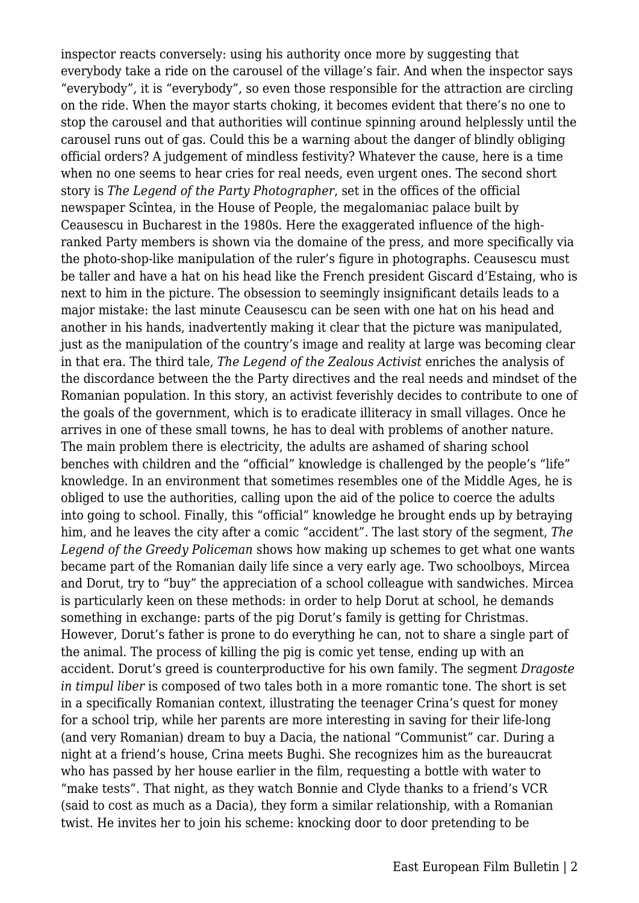inspector reacts conversely: using his authority once more by suggesting that everybody take a ride on the carousel of the village's fair. And when the inspector says "everybody", it is "everybody", so even those responsible for the attraction are circling on the ride. When the mayor starts choking, it becomes evident that there's no one to stop the carousel and that authorities will continue spinning around helplessly until the carousel runs out of gas. Could this be a warning about the danger of blindly obliging official orders? A judgement of mindless festivity? Whatever the cause, here is a time when no one seems to hear cries for real needs, even urgent ones. The second short story is *The Legend of the Party Photographer*, set in the offices of the official newspaper Scînteа, in the House of People, the megalomaniac palace built by Ceausescu in Bucharest in the 1980s. Here the exaggerated influence of the high-ranked Party members is shown via the domaine of the press, and more specifically via the photo-shop-like manipulation of the ruler's figure in photographs. Ceausescu must be taller and have a hat on his head like the French president Giscard d'Estaing, who is next to him in the picture. The obsession to seemingly insignificant details leads to a major mistake: the last minute Ceausescu can be seen with one hat on his head and another in his hands, inadvertently making it clear that the picture was manipulated, just as the manipulation of the country's image and reality at large was becoming clear in that era. The third tale, *The Legend of the Zealous Activist* enriches the analysis of the discordance between the the Party directives and the real needs and mindset of the Romanian population. In this story, an activist feverishly decides to contribute to one of the goals of the government, which is to eradicate illiteracy in small villages. Once he arrives in one of these small towns, he has to deal with problems of another nature. The main problem there is electricity, the adults are ashamed of sharing school benches with children and the "official" knowledge is challenged by the people's "life" knowledge. In an environment that sometimes resembles one of the Middle Ages, he is obliged to use the authorities, calling upon the aid of the police to coerce the adults into going to school. Finally, this "official" knowledge he brought ends up by betraying him, and he leaves the city after a comic "accident". The last story of the segment, *The Legend of the Greedy Policeman* shows how making up schemes to get what one wants became part of the Romanian daily life since a very early age. Two schoolboys, Mircea and Dorut, try to "buy" the appreciation of a school colleague with sandwiches. Mircea is particularly keen on these methods: in order to help Dorut at school, he demands something in exchange: parts of the pig Dorut's family is getting for Christmas. However, Dorut's father is prone to do everything he can, not to share a single part of the animal. The process of killing the pig is comic yet tense, ending up with an accident. Dorut's greed is counterproductive for his own family. The segment *Dragoste in timpul liber* is composed of two tales both in a more romantic tone. The short is set in a specifically Romanian context, illustrating the teenager Crina's quest for money for a school trip, while her parents are more interesting in saving for their life-long (and very Romanian) dream to buy a Dacia, the national "Communist" car. During a night at a friend's house, Crina meets Bughi. She recognizes him as the bureaucrat who has passed by her house earlier in the film, requesting a bottle with water to "make tests". That night, as they watch Bonnie and Clyde thanks to a friend's VCR (said to cost as much as a Dacia), they form a similar relationship, with a Romanian twist. He invites her to join his scheme: knocking door to door pretending to be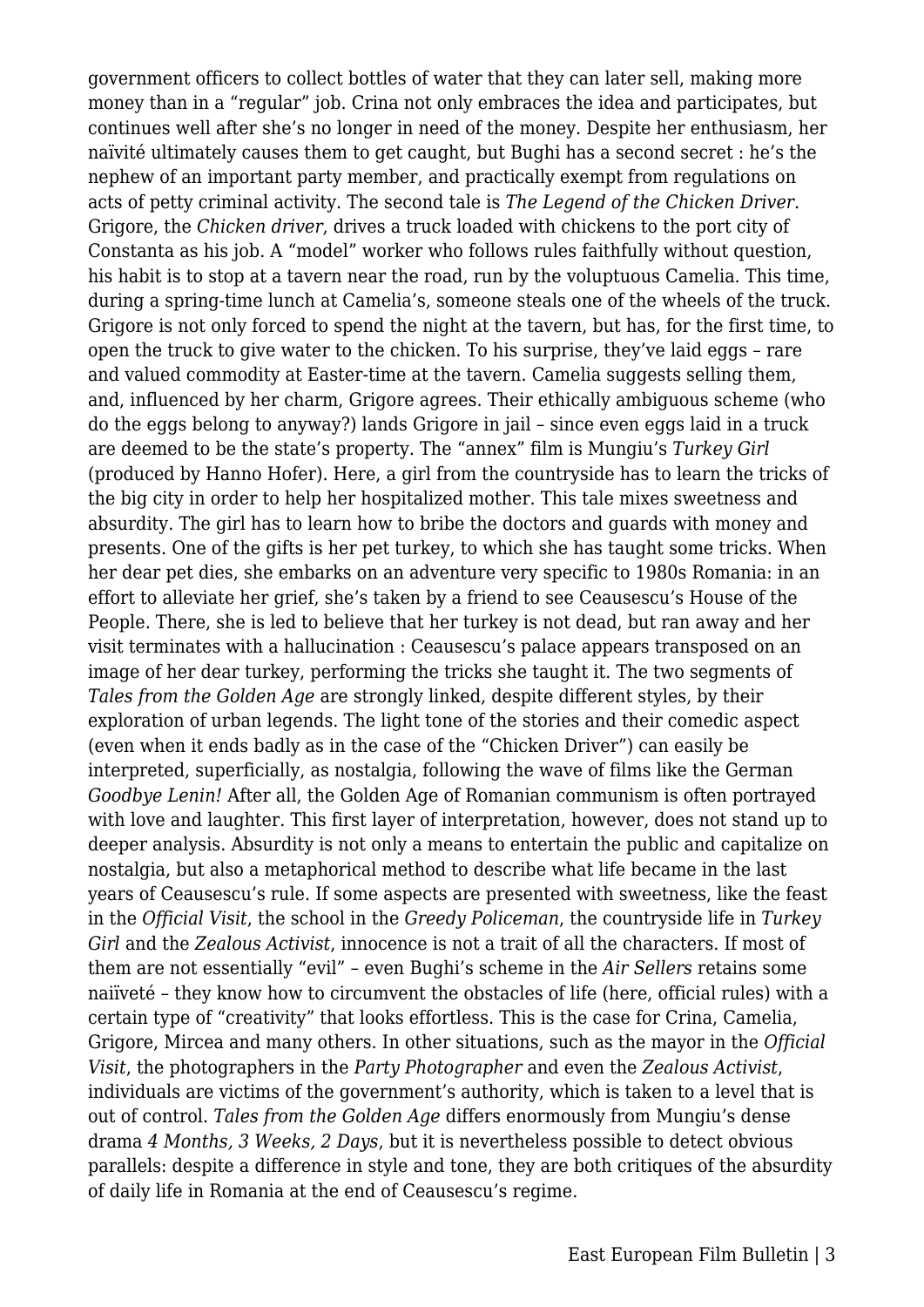government officers to collect bottles of water that they can later sell, making more money than in a "regular" job. Crina not only embraces the idea and participates, but continues well after she's no longer in need of the money. Despite her enthusiasm, her naïvité ultimately causes them to get caught, but Bughi has a second secret : he's the nephew of an important party member, and practically exempt from regulations on acts of petty criminal activity. The second tale is *The Legend of the Chicken Driver*. Grigore, the *Chicken driver*, drives a truck loaded with chickens to the port city of Constanta as his job. A "model" worker who follows rules faithfully without question, his habit is to stop at a tavern near the road, run by the voluptuous Camelia. This time, during a spring-time lunch at Camelia's, someone steals one of the wheels of the truck. Grigore is not only forced to spend the night at the tavern, but has, for the first time, to open the truck to give water to the chicken. To his surprise, they've laid eggs – rare and valued commodity at Easter-time at the tavern. Camelia suggests selling them, and, influenced by her charm, Grigore agrees. Their ethically ambiguous scheme (who do the eggs belong to anyway?) lands Grigore in jail – since even eggs laid in a truck are deemed to be the state's property. The "annex" film is Mungiu's *Turkey Girl* (produced by Hanno Hofer). Here, a girl from the countryside has to learn the tricks of the big city in order to help her hospitalized mother. This tale mixes sweetness and absurdity. The girl has to learn how to bribe the doctors and guards with money and presents. One of the gifts is her pet turkey, to which she has taught some tricks. When her dear pet dies, she embarks on an adventure very specific to 1980s Romania: in an effort to alleviate her grief, she's taken by a friend to see Ceausescu's House of the People. There, she is led to believe that her turkey is not dead, but ran away and her visit terminates with a hallucination : Ceausescu's palace appears transposed on an image of her dear turkey, performing the tricks she taught it. The two segments of *Tales from the Golden Age* are strongly linked, despite different styles, by their exploration of urban legends. The light tone of the stories and their comedic aspect (even when it ends badly as in the case of the "Chicken Driver") can easily be interpreted, superficially, as nostalgia, following the wave of films like the German *Goodbye Lenin!* After all, the Golden Age of Romanian communism is often portrayed with love and laughter. This first layer of interpretation, however, does not stand up to deeper analysis. Absurdity is not only a means to entertain the public and capitalize on nostalgia, but also a metaphorical method to describe what life became in the last years of Ceausescu's rule. If some aspects are presented with sweetness, like the feast in the *Official Visit*, the school in the *Greedy Policeman*, the countryside life in *Turkey Girl* and the *Zealous Activist*, innocence is not a trait of all the characters. If most of them are not essentially "evil" – even Bughi's scheme in the *Air Sellers* retains some naïiveté – they know how to circumvent the obstacles of life (here, official rules) with a certain type of "creativity" that looks effortless. This is the case for Crina, Camelia, Grigore, Mircea and many others. In other situations, such as the mayor in the *Official Visit*, the photographers in the *Party Photographer* and even the *Zealous Activist*, individuals are victims of the government's authority, which is taken to a level that is out of control. *Tales from the Golden Age* differs enormously from Mungiu's dense drama *4 Months, 3 Weeks, 2 Days*, but it is nevertheless possible to detect obvious parallels: despite a difference in style and tone, they are both critiques of the absurdity of daily life in Romania at the end of Ceausescu's regime.